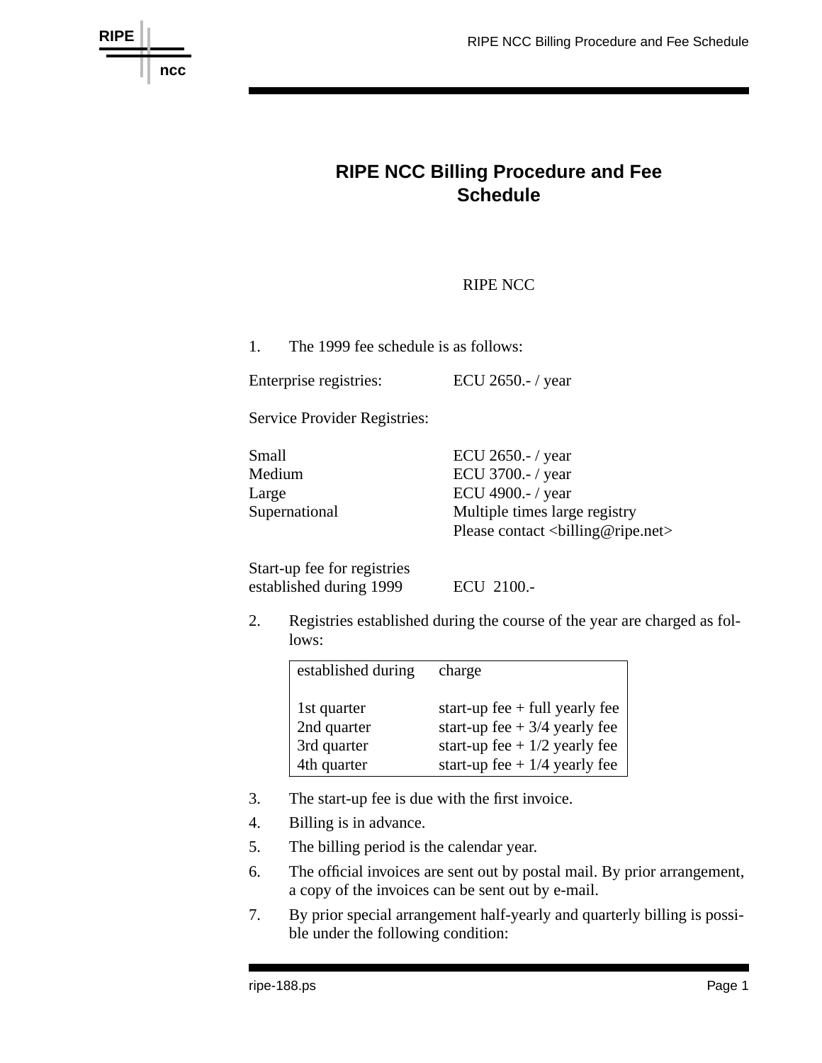# RIPE NCC Billing Procedure and Fee Schedule

RIPE NCC

1. The 1999 fee schedule is as follows:

| | |
|---|---|
| Enterprise registries: | ECU 2650.- / year |
| Service Provider Registries: | |
| Small | ECU 2650.- / year |
| Medium | ECU 3700.- / year |
| Large | ECU 4900.- / year |
| Supernational | Multiple times large registry<br>Please contact <billing@ripe.net> |
| Start-up fee for registries established during 1999 | ECU 2100.- |

2. Registries established during the course of the year are charged as follows:

| established during | charge |
|---|---|
| 1st quarter | start-up fee + full yearly fee |
| 2nd quarter | start-up fee + 3/4 yearly fee |
| 3rd quarter | start-up fee + 1/2 yearly fee |
| 4th quarter | start-up fee + 1/4 yearly fee |

3. The start-up fee is due with the first invoice.
4. Billing is in advance.
5. The billing period is the calendar year.
6. The official invoices are sent out by postal mail. By prior arrangement, a copy of the invoices can be sent out by e-mail.
7. By prior special arrangement half-yearly and quarterly billing is possible under the following condition: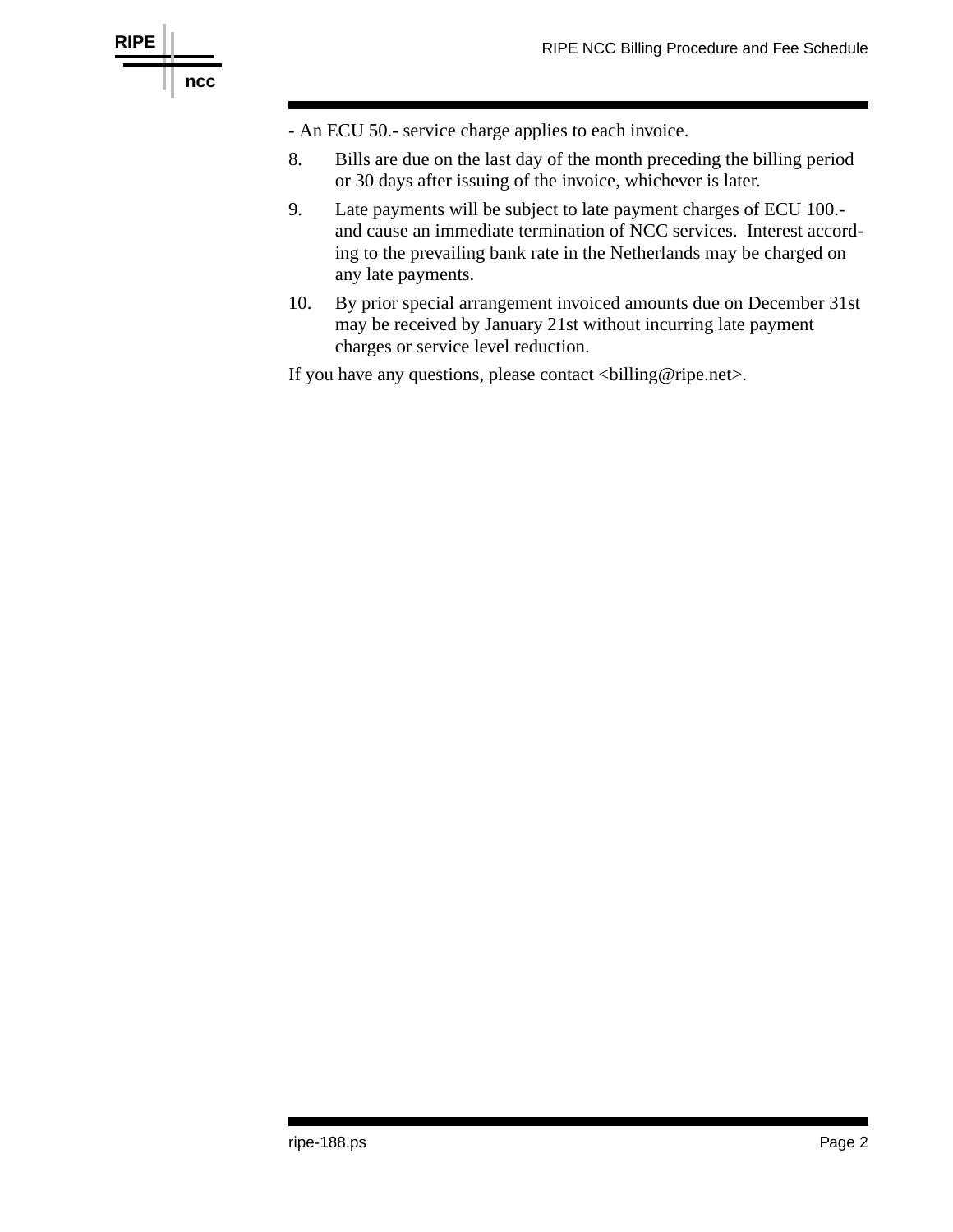- An ECU 50.- service charge applies to each invoice.

8. Bills are due on the last day of the month preceding the billing period or 30 days after issuing of the invoice, whichever is later.
9. Late payments will be subject to late payment charges of ECU 100.- and cause an immediate termination of NCC services. Interest according to the prevailing bank rate in the Netherlands may be charged on any late payments.
10. By prior special arrangement invoiced amounts due on December 31st may be received by January 21st without incurring late payment charges or service level reduction.

If you have any questions, please contact <billing@ripe.net>.